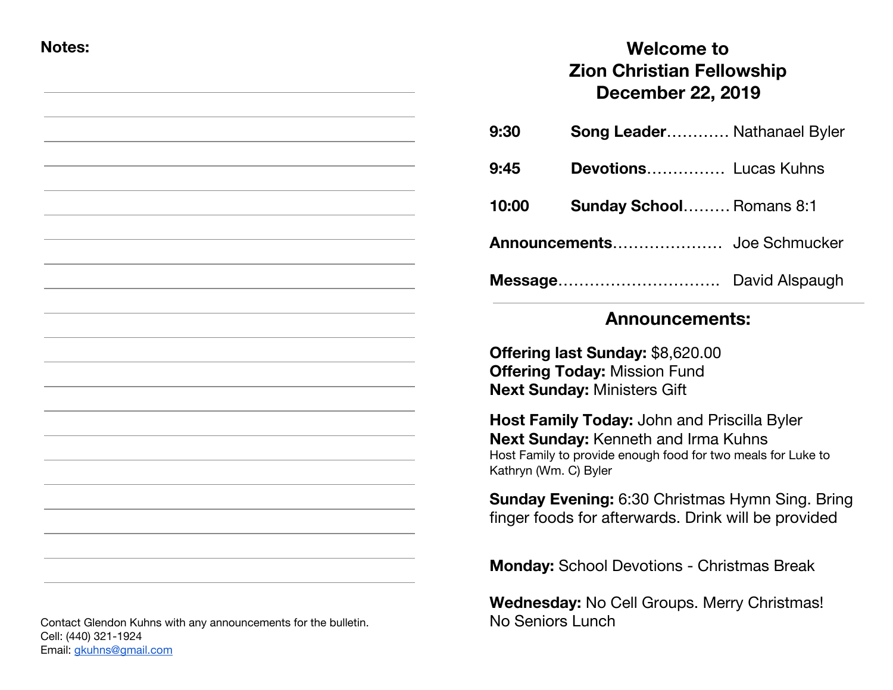**Notes:**

Contact Glendon Kuhns with any announcements for the bulletin.
Cell: (440) 321-1924
Email: gkuhns@gmail.com

# Welcome to Zion Christian Fellowship December 22, 2019

**9:30** **Song Leader**............ Nathanael Byler

**9:45** **Devotions**............... Lucas Kuhns

**10:00** **Sunday School**......... Romans 8:1

**Announcements**..................... Joe Schmucker

**Message**............................... David Alspaugh

## Announcements:

**Offering last Sunday:** $8,620.00
**Offering Today:** Mission Fund
**Next Sunday:** Ministers Gift

**Host Family Today:** John and Priscilla Byler
**Next Sunday:** Kenneth and Irma Kuhns
Host Family to provide enough food for two meals for Luke to Kathryn (Wm. C) Byler

**Sunday Evening:** 6:30 Christmas Hymn Sing. Bring finger foods for afterwards. Drink will be provided

**Monday:** School Devotions - Christmas Break

**Wednesday:** No Cell Groups. Merry Christmas!
No Seniors Lunch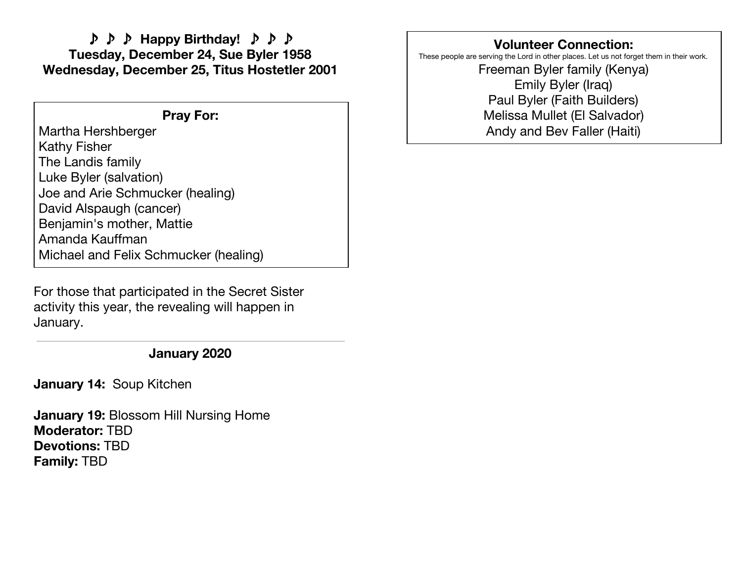**♪ ♪ ♪ Happy Birthday! ♪ ♪ ♪**
**Tuesday, December 24, Sue Byler 1958**
**Wednesday, December 25, Titus Hostetler 2001**

**Pray For:**

Martha Hershberger
Kathy Fisher
The Landis family
Luke Byler (salvation)
Joe and Arie Schmucker (healing)
David Alspaugh (cancer)
Benjamin's mother, Mattie
Amanda Kauffman
Michael and Felix Schmucker (healing)

For those that participated in the Secret Sister activity this year, the revealing will happen in January.

---

**January 2020**

**January 14:** Soup Kitchen

**January 19:** Blossom Hill Nursing Home
**Moderator:** TBD
**Devotions:** TBD
**Family:** TBD

**Volunteer Connection:**

These people are serving the Lord in other places. Let us not forget them in their work.

Freeman Byler family (Kenya)
Emily Byler (Iraq)
Paul Byler (Faith Builders)
Melissa Mullet (El Salvador)
Andy and Bev Faller (Haiti)